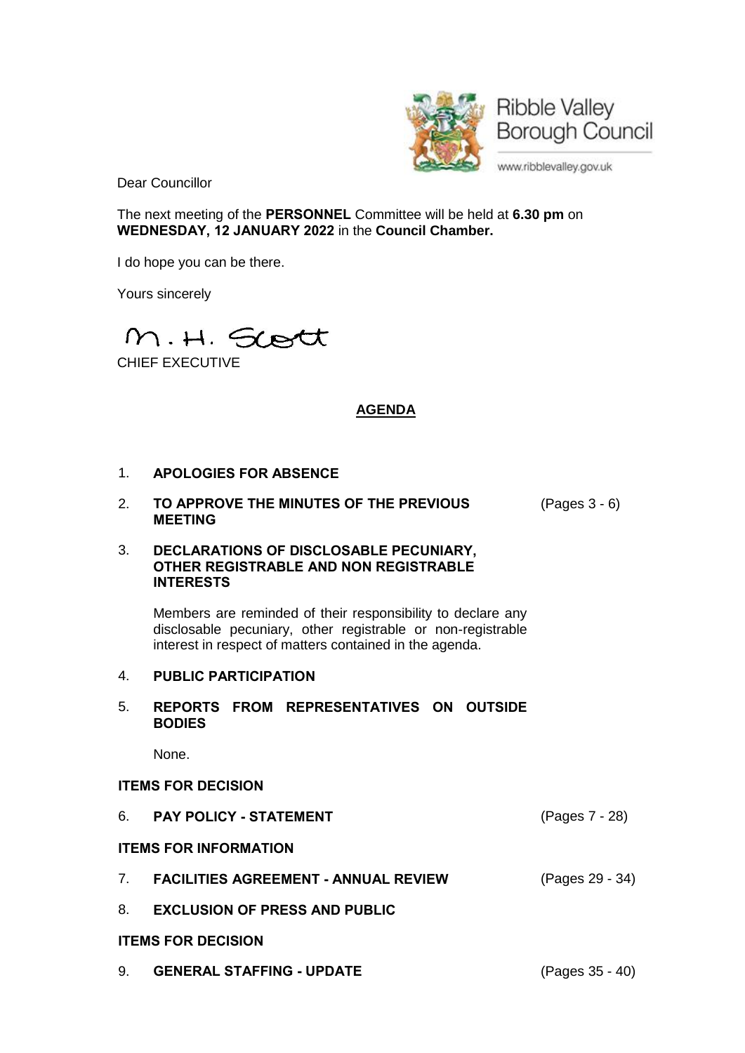Ribble Valley Borough Council

www.ribblevalley.gov.uk

Dear Councillor

The next meeting of the **PERSONNEL** Committee will be held at **6.30 pm** on **WEDNESDAY, 12 JANUARY 2022** in the **Council Chamber.**

I do hope you can be there.

Yours sincerely

M. H. Scott

CHIEF EXECUTIVE

## AGENDA

1. **APOLOGIES FOR ABSENCE**

2. **TO APPROVE THE MINUTES OF THE PREVIOUS MEETING** (Pages 3 - 6)

3. **DECLARATIONS OF DISCLOSABLE PECUNIARY, OTHER REGISTRABLE AND NON REGISTRABLE INTERESTS**

   Members are reminded of their responsibility to declare any disclosable pecuniary, other registrable or non-registrable interest in respect of matters contained in the agenda.

4. **PUBLIC PARTICIPATION**

5. **REPORTS FROM REPRESENTATIVES ON OUTSIDE BODIES**

   None.

**ITEMS FOR DECISION**

6. **PAY POLICY - STATEMENT** (Pages 7 - 28)

**ITEMS FOR INFORMATION**

7. **FACILITIES AGREEMENT - ANNUAL REVIEW** (Pages 29 - 34)

8. **EXCLUSION OF PRESS AND PUBLIC**

**ITEMS FOR DECISION**

9. **GENERAL STAFFING - UPDATE** (Pages 35 - 40)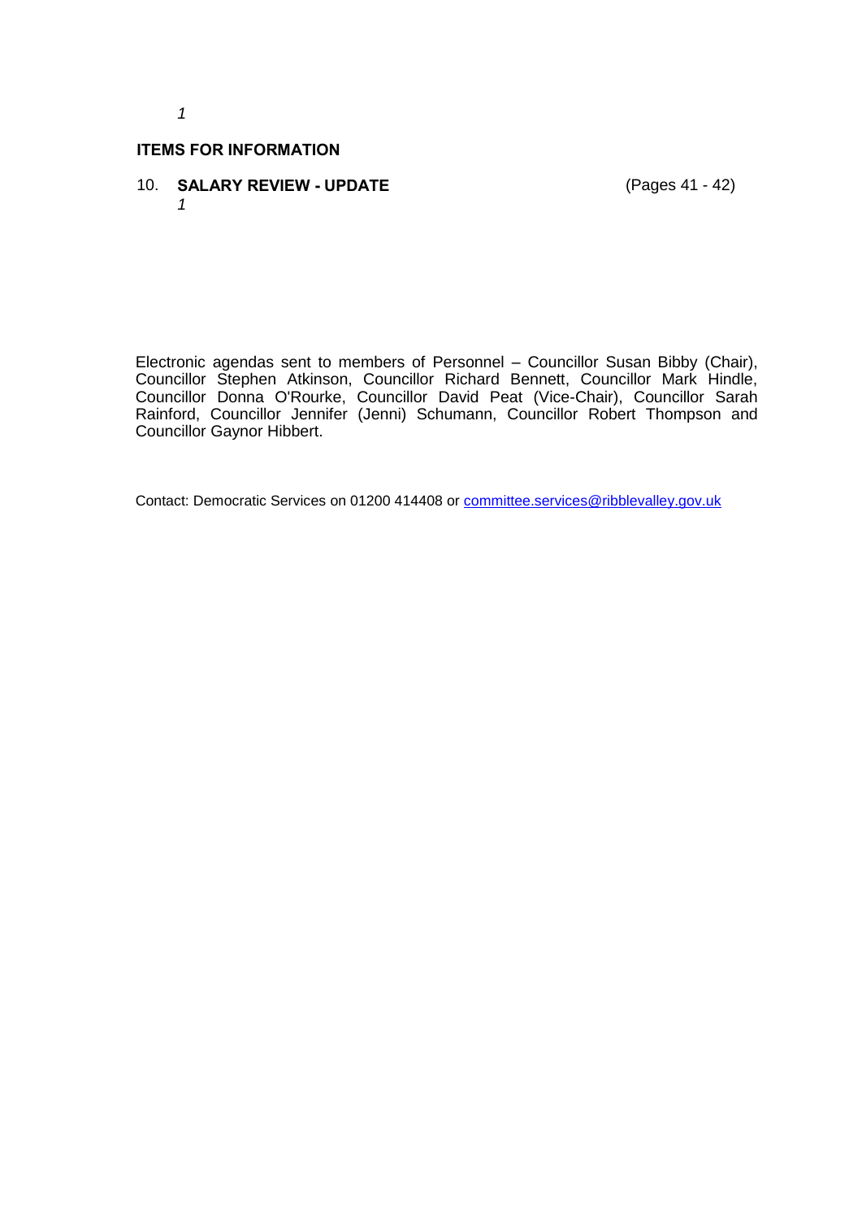*1*

**ITEMS FOR INFORMATION**

10. **SALARY REVIEW - UPDATE** (Pages 41 - 42)
    *1*

Electronic agendas sent to members of Personnel – Councillor Susan Bibby (Chair), Councillor Stephen Atkinson, Councillor Richard Bennett, Councillor Mark Hindle, Councillor Donna O'Rourke, Councillor David Peat (Vice-Chair), Councillor Sarah Rainford, Councillor Jennifer (Jenni) Schumann, Councillor Robert Thompson and Councillor Gaynor Hibbert.

Contact: Democratic Services on 01200 414408 or committee.services@ribblevalley.gov.uk